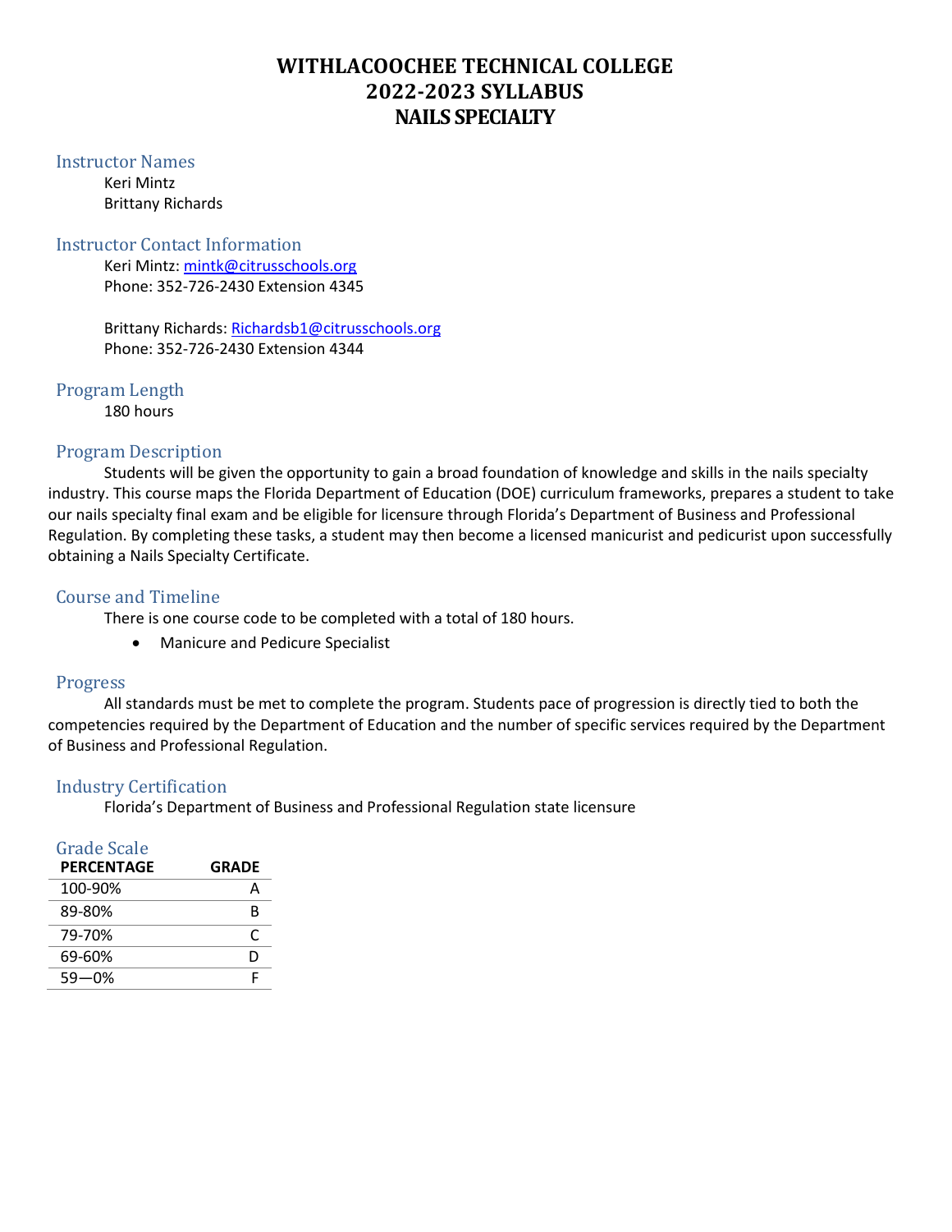# WITHLACOOCHEE TECHNICAL COLLEGE
# 2022-2023 SYLLABUS
# NAILS SPECIALTY

## Instructor Names

Keri Mintz
Brittany Richards

## Instructor Contact Information

Keri Mintz: mintk@citrusschools.org
Phone: 352-726-2430 Extension 4345

Brittany Richards: Richardsb1@citrusschools.org
Phone: 352-726-2430 Extension 4344

## Program Length

180 hours

## Program Description

Students will be given the opportunity to gain a broad foundation of knowledge and skills in the nails specialty industry. This course maps the Florida Department of Education (DOE) curriculum frameworks, prepares a student to take our nails specialty final exam and be eligible for licensure through Florida's Department of Business and Professional Regulation. By completing these tasks, a student may then become a licensed manicurist and pedicurist upon successfully obtaining a Nails Specialty Certificate.

## Course and Timeline

There is one course code to be completed with a total of 180 hours.

- Manicure and Pedicure Specialist

## Progress

All standards must be met to complete the program. Students pace of progression is directly tied to both the competencies required by the Department of Education and the number of specific services required by the Department of Business and Professional Regulation.

## Industry Certification

Florida's Department of Business and Professional Regulation state licensure

## Grade Scale

| PERCENTAGE | GRADE |
|---|---|
| 100-90% | A |
| 89-80% | B |
| 79-70% | C |
| 69-60% | D |
| 59—0% | F |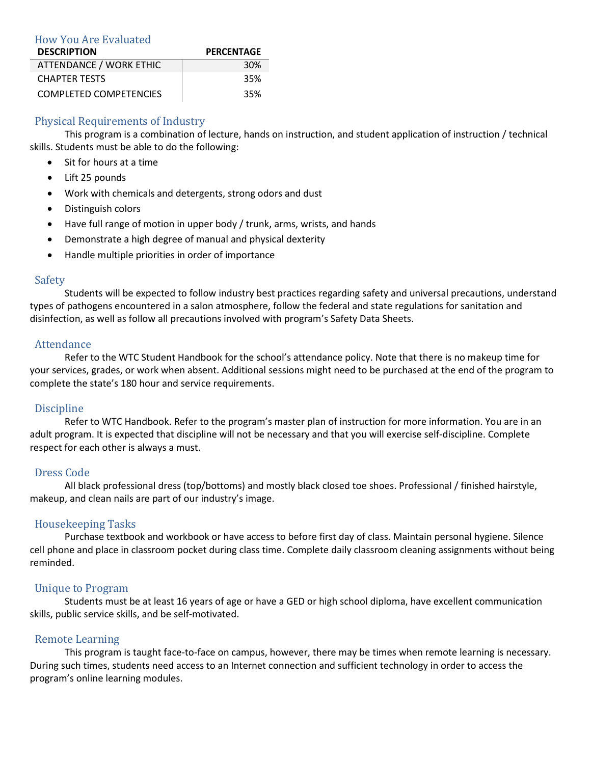## How You Are Evaluated

| DESCRIPTION | PERCENTAGE |
|---|---|
| ATTENDANCE / WORK ETHIC | 30% |
| CHAPTER TESTS | 35% |
| COMPLETED COMPETENCIES | 35% |

## Physical Requirements of Industry

This program is a combination of lecture, hands on instruction, and student application of instruction / technical skills. Students must be able to do the following:

- Sit for hours at a time
- Lift 25 pounds
- Work with chemicals and detergents, strong odors and dust
- Distinguish colors
- Have full range of motion in upper body / trunk, arms, wrists, and hands
- Demonstrate a high degree of manual and physical dexterity
- Handle multiple priorities in order of importance

## Safety

Students will be expected to follow industry best practices regarding safety and universal precautions, understand types of pathogens encountered in a salon atmosphere, follow the federal and state regulations for sanitation and disinfection, as well as follow all precautions involved with program's Safety Data Sheets.

## Attendance

Refer to the WTC Student Handbook for the school's attendance policy. Note that there is no makeup time for your services, grades, or work when absent. Additional sessions might need to be purchased at the end of the program to complete the state's 180 hour and service requirements.

## Discipline

Refer to WTC Handbook. Refer to the program's master plan of instruction for more information. You are in an adult program. It is expected that discipline will not be necessary and that you will exercise self-discipline. Complete respect for each other is always a must.

## Dress Code

All black professional dress (top/bottoms) and mostly black closed toe shoes. Professional / finished hairstyle, makeup, and clean nails are part of our industry's image.

## Housekeeping Tasks

Purchase textbook and workbook or have access to before first day of class. Maintain personal hygiene. Silence cell phone and place in classroom pocket during class time. Complete daily classroom cleaning assignments without being reminded.

## Unique to Program

Students must be at least 16 years of age or have a GED or high school diploma, have excellent communication skills, public service skills, and be self-motivated.

## Remote Learning

This program is taught face-to-face on campus, however, there may be times when remote learning is necessary. During such times, students need access to an Internet connection and sufficient technology in order to access the program's online learning modules.